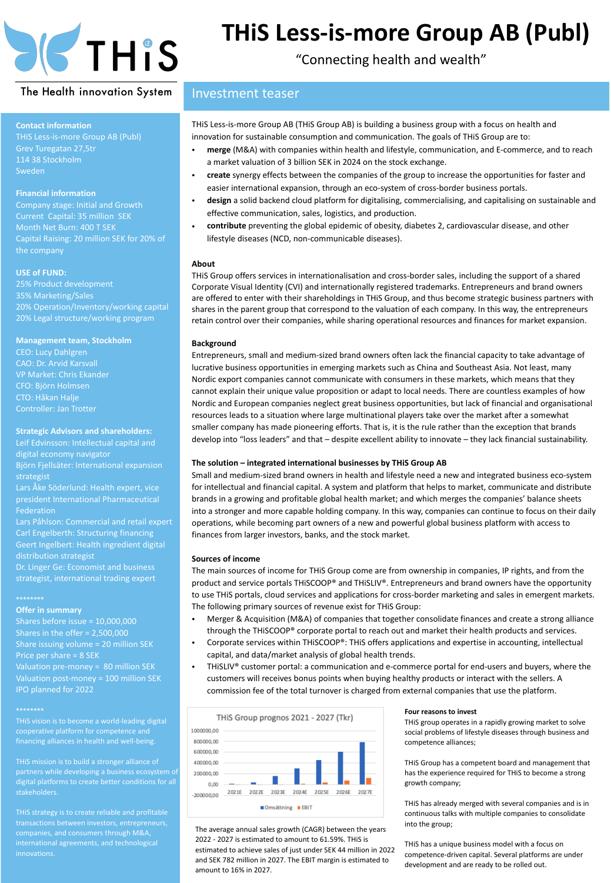# THiS Less-is-more Group AB (Publ)

"Connecting health and wealth"

The Health innovation System

## Investment teaser

THiS Less-is-more Group AB (THiS Group AB) is building a business group with a focus on health and innovation for sustainable consumption and communication. The goals of THiS Group are to:

- **merge** (M&A) with companies within health and lifestyle, communication, and E-commerce, and to reach a market valuation of 3 billion SEK in 2024 on the stock exchange.
- **create** synergy effects between the companies of the group to increase the opportunities for faster and easier international expansion, through an eco-system of cross-border business portals.
- **design** a solid backend cloud platform for digitalising, commercialising, and capitalising on sustainable and effective communication, sales, logistics, and production.
- **contribute** preventing the global epidemic of obesity, diabetes 2, cardiovascular disease, and other lifestyle diseases (NCD, non-communicable diseases).

### About

THiS Group offers services in internationalisation and cross-border sales, including the support of a shared Corporate Visual Identity (CVI) and internationally registered trademarks. Entrepreneurs and brand owners are offered to enter with their shareholdings in THiS Group, and thus become strategic business partners with shares in the parent group that correspond to the valuation of each company. In this way, the entrepreneurs retain control over their companies, while sharing operational resources and finances for market expansion.

### Background

Entrepreneurs, small and medium-sized brand owners often lack the financial capacity to take advantage of lucrative business opportunities in emerging markets such as China and Southeast Asia. Not least, many Nordic export companies cannot communicate with consumers in these markets, which means that they cannot explain their unique value proposition or adapt to local needs. There are countless examples of how Nordic and European companies neglect great business opportunities, but lack of financial and organisational resources leads to a situation where large multinational players take over the market after a somewhat smaller company has made pioneering efforts. That is, it is the rule rather than the exception that brands develop into "loss leaders" and that – despite excellent ability to innovate – they lack financial sustainability.

### The solution – integrated international businesses by THiS Group AB

Small and medium-sized brand owners in health and lifestyle need a new and integrated business eco-system for intellectual and financial capital. A system and platform that helps to market, communicate and distribute brands in a growing and profitable global health market; and which merges the companies' balance sheets into a stronger and more capable holding company. In this way, companies can continue to focus on their daily operations, while becoming part owners of a new and powerful global business platform with access to finances from larger investors, banks, and the stock market.

### Sources of income

The main sources of income for THiS Group come are from ownership in companies, IP rights, and from the product and service portals THiSCOOP® and THiSLIV®. Entrepreneurs and brand owners have the opportunity to use THiS portals, cloud services and applications for cross-border marketing and sales in emergent markets. The following primary sources of revenue exist for THiS Group:

- Merger & Acquisition (M&A) of companies that together consolidate finances and create a strong alliance through the THiSCOOP® corporate portal to reach out and market their health products and services.
- Corporate services within THiSCOOP®: THiS offers applications and expertise in accounting, intellectual capital, and data/market analysis of global health trends.
- THiSLIV® customer portal: a communication and e-commerce portal for end-users and buyers, where the customers will receives bonus points when buying healthy products or interact with the sellers. A commission fee of the total turnover is charged from external companies that use the platform.

THiS Group prognos 2021 - 2027 (Tkr)

(Chart: Omsättning and EBIT, 2021E–2027E; y-axis from -200000,00 to 1000000,00)

The average annual sales growth (CAGR) between the years 2022 - 2027 is estimated to amount to 61.59%. THiS is estimated to achieve sales of just under SEK 44 million in 2022 and SEK 782 million in 2027. The EBIT margin is estimated to amount to 16% in 2027.

**Four reasons to invest**

THiS group operates in a rapidly growing market to solve social problems of lifestyle diseases through business and competence alliances;

THiS Group has a competent board and management that has the experience required for THiS to become a strong growth company;

THiS has already merged with several companies and is in continuous talks with multiple companies to consolidate into the group;

THiS has a unique business model with a focus on competence-driven capital. Several platforms are under development and are ready to be rolled out.

---

**Contact information**
THiS Less-is-more Group AB (Publ)
Grev Turegatan 27,5tr
114 38 Stockholm
Sweden

**Financial information**
Company stage: Initial and Growth
Current Capital: 35 million SEK
Month Net Burn: 400 T SEK
Capital Raising: 20 million SEK for 20% of the company

**USE of FUND:**
25% Product development
35% Marketing/Sales
20% Operation/Inventory/working capital
20% Legal structure/working program

**Management team, Stockholm**
CEO: Lucy Dahlgren
CAO: Dr. Arvid Karsvall
VP Market: Chris Ekander
CFO: Björn Holmsen
CTO: Håkan Halje
Controller: Jan Trotter

**Strategic Advisors and shareholders:**
Leif Edvinsson: Intellectual capital and digital economy navigator
Björn Fjellsäter: International expansion strategist
Lars Åke Söderlund: Health expert, vice president International Pharmaceutical Federation
Lars Påhlson: Commercial and retail expert
Carl Engelberth: Structuring financing
Geert Ingelbert: Health ingredient digital distribution strategist
Dr. Linger Ge: Economist and business strategist, international trading expert

********

**Offer in summary**
Shares before issue = 10,000,000
Shares in the offer = 2,500,000
Share issuing volume = 20 million SEK
Price per share = 8 SEK
Valuation pre-money = 80 million SEK
Valuation post-money = 100 million SEK
IPO planned for 2022

********

THiS vision is to become a world-leading digital cooperative platform for competence and financing alliances in health and well-being.

THiS mission is to build a stronger alliance of partners while developing a business ecosystem of digital platforms to create better conditions for all stakeholders.

THiS strategy is to create reliable and profitable transactions between investors, entrepreneurs, companies, and consumers through M&A, international agreements, and technological innovations.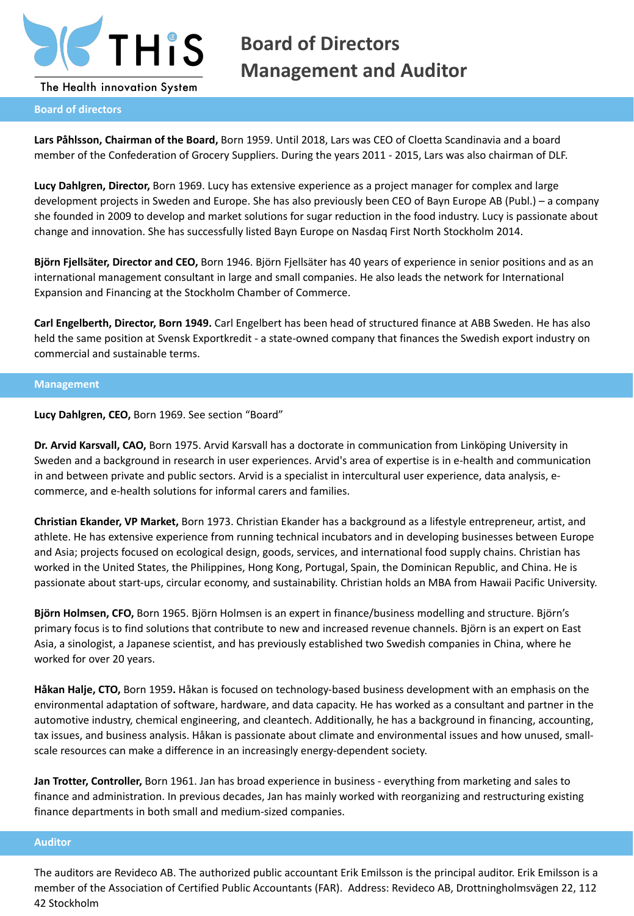# Board of Directors Management and Auditor

## Board of directors

**Lars Påhlsson, Chairman of the Board,** Born 1959. Until 2018, Lars was CEO of Cloetta Scandinavia and a board member of the Confederation of Grocery Suppliers. During the years 2011 - 2015, Lars was also chairman of DLF.

**Lucy Dahlgren, Director,** Born 1969. Lucy has extensive experience as a project manager for complex and large development projects in Sweden and Europe. She has also previously been CEO of Bayn Europe AB (Publ.) – a company she founded in 2009 to develop and market solutions for sugar reduction in the food industry. Lucy is passionate about change and innovation. She has successfully listed Bayn Europe on Nasdaq First North Stockholm 2014.

**Björn Fjellsäter, Director and CEO,** Born 1946. Björn Fjellsäter has 40 years of experience in senior positions and as an international management consultant in large and small companies. He also leads the network for International Expansion and Financing at the Stockholm Chamber of Commerce.

**Carl Engelberth, Director, Born 1949.** Carl Engelbert has been head of structured finance at ABB Sweden. He has also held the same position at Svensk Exportkredit - a state-owned company that finances the Swedish export industry on commercial and sustainable terms.

## Management

**Lucy Dahlgren, CEO,** Born 1969. See section "Board"

**Dr. Arvid Karsvall, CAO,** Born 1975. Arvid Karsvall has a doctorate in communication from Linköping University in Sweden and a background in research in user experiences. Arvid's area of expertise is in e-health and communication in and between private and public sectors. Arvid is a specialist in intercultural user experience, data analysis, e-commerce, and e-health solutions for informal carers and families.

**Christian Ekander, VP Market,** Born 1973. Christian Ekander has a background as a lifestyle entrepreneur, artist, and athlete. He has extensive experience from running technical incubators and in developing businesses between Europe and Asia; projects focused on ecological design, goods, services, and international food supply chains. Christian has worked in the United States, the Philippines, Hong Kong, Portugal, Spain, the Dominican Republic, and China. He is passionate about start-ups, circular economy, and sustainability. Christian holds an MBA from Hawaii Pacific University.

**Björn Holmsen, CFO,** Born 1965. Björn Holmsen is an expert in finance/business modelling and structure. Björn's primary focus is to find solutions that contribute to new and increased revenue channels. Björn is an expert on East Asia, a sinologist, a Japanese scientist, and has previously established two Swedish companies in China, where he worked for over 20 years.

**Håkan Halje, CTO,** Born 1959**.** Håkan is focused on technology-based business development with an emphasis on the environmental adaptation of software, hardware, and data capacity. He has worked as a consultant and partner in the automotive industry, chemical engineering, and cleantech. Additionally, he has a background in financing, accounting, tax issues, and business analysis. Håkan is passionate about climate and environmental issues and how unused, small-scale resources can make a difference in an increasingly energy-dependent society.

**Jan Trotter, Controller,** Born 1961. Jan has broad experience in business - everything from marketing and sales to finance and administration. In previous decades, Jan has mainly worked with reorganizing and restructuring existing finance departments in both small and medium-sized companies.

## Auditor

The auditors are Revideco AB. The authorized public accountant Erik Emilsson is the principal auditor. Erik Emilsson is a member of the Association of Certified Public Accountants (FAR). Address: Revideco AB, Drottningholmsvägen 22, 112 42 Stockholm